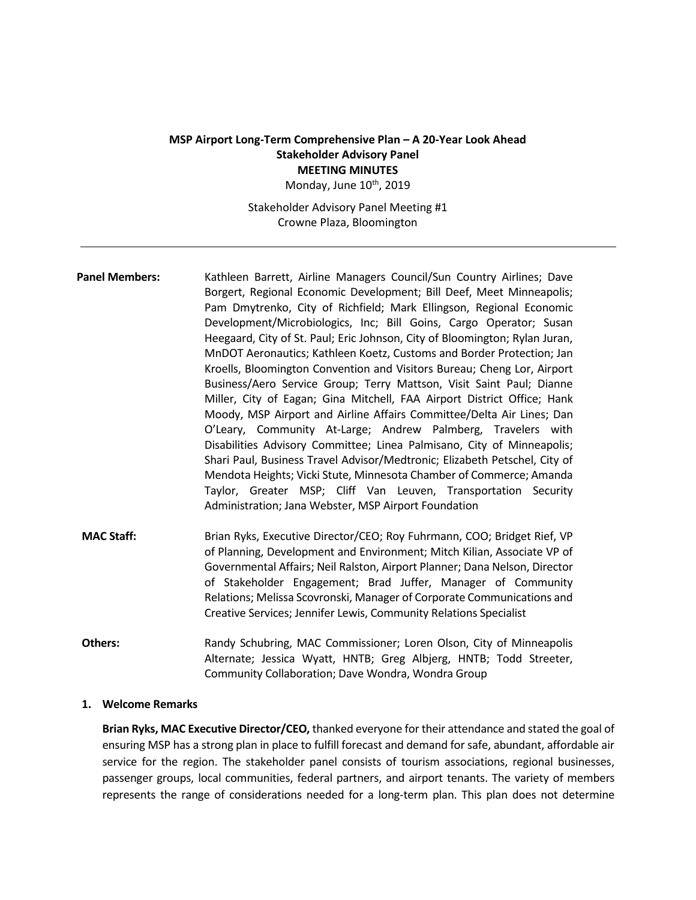**MSP Airport Long-Term Comprehensive Plan – A 20-Year Look Ahead**
**Stakeholder Advisory Panel**
**MEETING MINUTES**
Monday, June 10th, 2019

Stakeholder Advisory Panel Meeting #1
Crowne Plaza, Bloomington

---

**Panel Members:** Kathleen Barrett, Airline Managers Council/Sun Country Airlines; Dave Borgert, Regional Economic Development; Bill Deef, Meet Minneapolis; Pam Dmytrenko, City of Richfield; Mark Ellingson, Regional Economic Development/Microbiologics, Inc; Bill Goins, Cargo Operator; Susan Heegaard, City of St. Paul; Eric Johnson, City of Bloomington; Rylan Juran, MnDOT Aeronautics; Kathleen Koetz, Customs and Border Protection; Jan Kroells, Bloomington Convention and Visitors Bureau; Cheng Lor, Airport Business/Aero Service Group; Terry Mattson, Visit Saint Paul; Dianne Miller, City of Eagan; Gina Mitchell, FAA Airport District Office; Hank Moody, MSP Airport and Airline Affairs Committee/Delta Air Lines; Dan O'Leary, Community At-Large; Andrew Palmberg, Travelers with Disabilities Advisory Committee; Linea Palmisano, City of Minneapolis; Shari Paul, Business Travel Advisor/Medtronic; Elizabeth Petschel, City of Mendota Heights; Vicki Stute, Minnesota Chamber of Commerce; Amanda Taylor, Greater MSP; Cliff Van Leuven, Transportation Security Administration; Jana Webster, MSP Airport Foundation

**MAC Staff:** Brian Ryks, Executive Director/CEO; Roy Fuhrmann, COO; Bridget Rief, VP of Planning, Development and Environment; Mitch Kilian, Associate VP of Governmental Affairs; Neil Ralston, Airport Planner; Dana Nelson, Director of Stakeholder Engagement; Brad Juffer, Manager of Community Relations; Melissa Scovronski, Manager of Corporate Communications and Creative Services; Jennifer Lewis, Community Relations Specialist

**Others:** Randy Schubring, MAC Commissioner; Loren Olson, City of Minneapolis Alternate; Jessica Wyatt, HNTB; Greg Albjerg, HNTB; Todd Streeter, Community Collaboration; Dave Wondra, Wondra Group

## 1. Welcome Remarks

**Brian Ryks, MAC Executive Director/CEO,** thanked everyone for their attendance and stated the goal of ensuring MSP has a strong plan in place to fulfill forecast and demand for safe, abundant, affordable air service for the region. The stakeholder panel consists of tourism associations, regional businesses, passenger groups, local communities, federal partners, and airport tenants. The variety of members represents the range of considerations needed for a long-term plan. This plan does not determine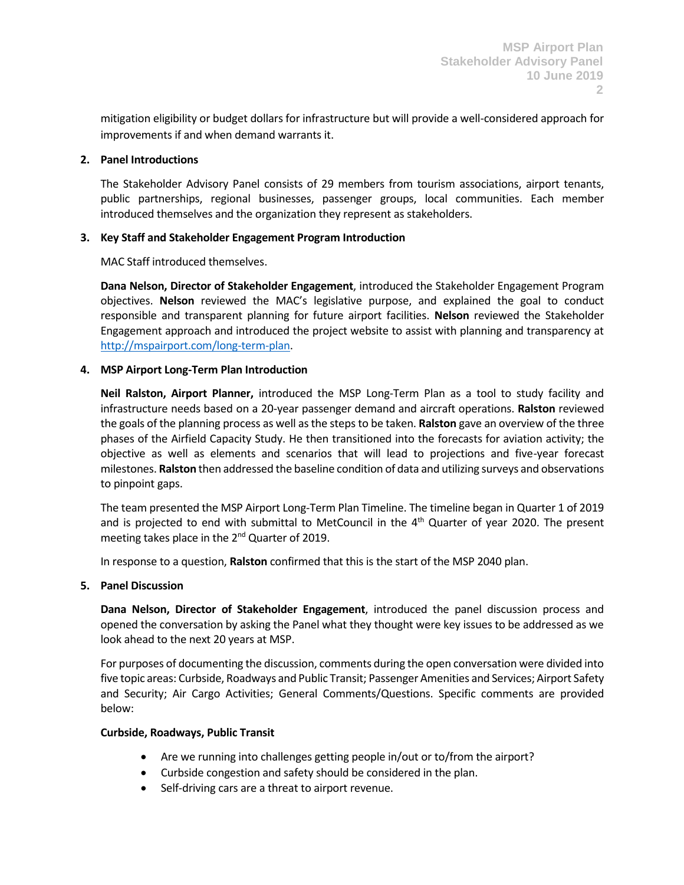mitigation eligibility or budget dollars for infrastructure but will provide a well-considered approach for improvements if and when demand warrants it.

**2. Panel Introductions**

The Stakeholder Advisory Panel consists of 29 members from tourism associations, airport tenants, public partnerships, regional businesses, passenger groups, local communities. Each member introduced themselves and the organization they represent as stakeholders.

**3. Key Staff and Stakeholder Engagement Program Introduction**

MAC Staff introduced themselves.

**Dana Nelson, Director of Stakeholder Engagement**, introduced the Stakeholder Engagement Program objectives. **Nelson** reviewed the MAC's legislative purpose, and explained the goal to conduct responsible and transparent planning for future airport facilities. **Nelson** reviewed the Stakeholder Engagement approach and introduced the project website to assist with planning and transparency at [http://mspairport.com/long-term-plan](http://mspairport.com/long-term-plan).

**4. MSP Airport Long-Term Plan Introduction**

**Neil Ralston, Airport Planner,** introduced the MSP Long-Term Plan as a tool to study facility and infrastructure needs based on a 20-year passenger demand and aircraft operations. **Ralston** reviewed the goals of the planning process as well as the steps to be taken. **Ralston** gave an overview of the three phases of the Airfield Capacity Study. He then transitioned into the forecasts for aviation activity; the objective as well as elements and scenarios that will lead to projections and five-year forecast milestones. **Ralston** then addressed the baseline condition of data and utilizing surveys and observations to pinpoint gaps.

The team presented the MSP Airport Long-Term Plan Timeline. The timeline began in Quarter 1 of 2019 and is projected to end with submittal to MetCouncil in the 4th Quarter of year 2020. The present meeting takes place in the 2nd Quarter of 2019.

In response to a question, **Ralston** confirmed that this is the start of the MSP 2040 plan.

**5. Panel Discussion**

**Dana Nelson, Director of Stakeholder Engagement**, introduced the panel discussion process and opened the conversation by asking the Panel what they thought were key issues to be addressed as we look ahead to the next 20 years at MSP.

For purposes of documenting the discussion, comments during the open conversation were divided into five topic areas: Curbside, Roadways and Public Transit; Passenger Amenities and Services; Airport Safety and Security; Air Cargo Activities; General Comments/Questions. Specific comments are provided below:

**Curbside, Roadways, Public Transit**

- Are we running into challenges getting people in/out or to/from the airport?
- Curbside congestion and safety should be considered in the plan.
- Self-driving cars are a threat to airport revenue.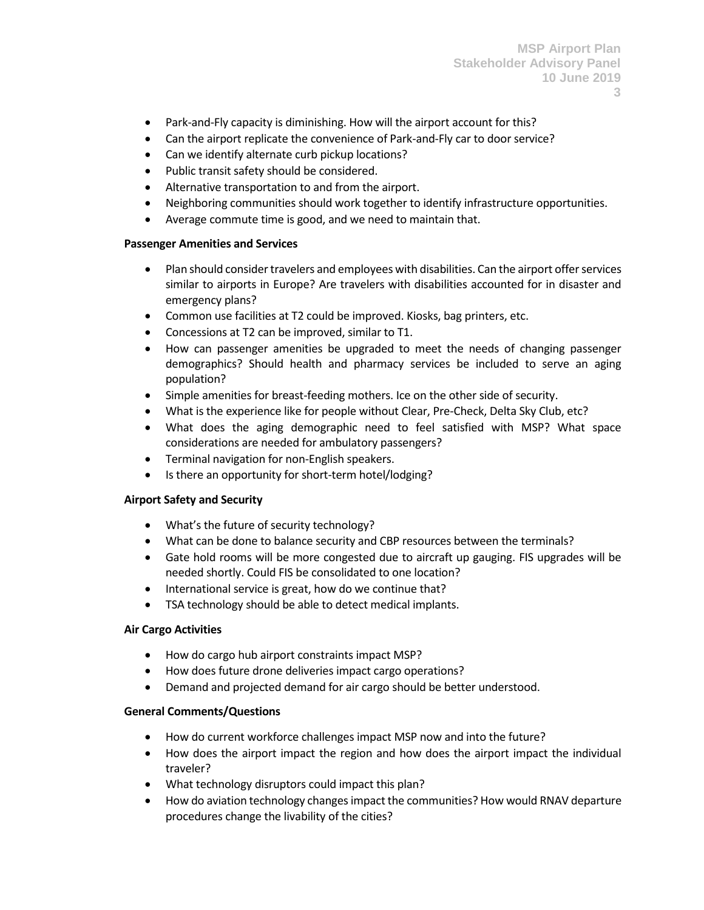- Park-and-Fly capacity is diminishing. How will the airport account for this?
- Can the airport replicate the convenience of Park-and-Fly car to door service?
- Can we identify alternate curb pickup locations?
- Public transit safety should be considered.
- Alternative transportation to and from the airport.
- Neighboring communities should work together to identify infrastructure opportunities.
- Average commute time is good, and we need to maintain that.

**Passenger Amenities and Services**

- Plan should consider travelers and employees with disabilities. Can the airport offer services similar to airports in Europe? Are travelers with disabilities accounted for in disaster and emergency plans?
- Common use facilities at T2 could be improved. Kiosks, bag printers, etc.
- Concessions at T2 can be improved, similar to T1.
- How can passenger amenities be upgraded to meet the needs of changing passenger demographics? Should health and pharmacy services be included to serve an aging population?
- Simple amenities for breast-feeding mothers. Ice on the other side of security.
- What is the experience like for people without Clear, Pre-Check, Delta Sky Club, etc?
- What does the aging demographic need to feel satisfied with MSP? What space considerations are needed for ambulatory passengers?
- Terminal navigation for non-English speakers.
- Is there an opportunity for short-term hotel/lodging?

**Airport Safety and Security**

- What's the future of security technology?
- What can be done to balance security and CBP resources between the terminals?
- Gate hold rooms will be more congested due to aircraft up gauging. FIS upgrades will be needed shortly. Could FIS be consolidated to one location?
- International service is great, how do we continue that?
- TSA technology should be able to detect medical implants.

**Air Cargo Activities**

- How do cargo hub airport constraints impact MSP?
- How does future drone deliveries impact cargo operations?
- Demand and projected demand for air cargo should be better understood.

**General Comments/Questions**

- How do current workforce challenges impact MSP now and into the future?
- How does the airport impact the region and how does the airport impact the individual traveler?
- What technology disruptors could impact this plan?
- How do aviation technology changes impact the communities? How would RNAV departure procedures change the livability of the cities?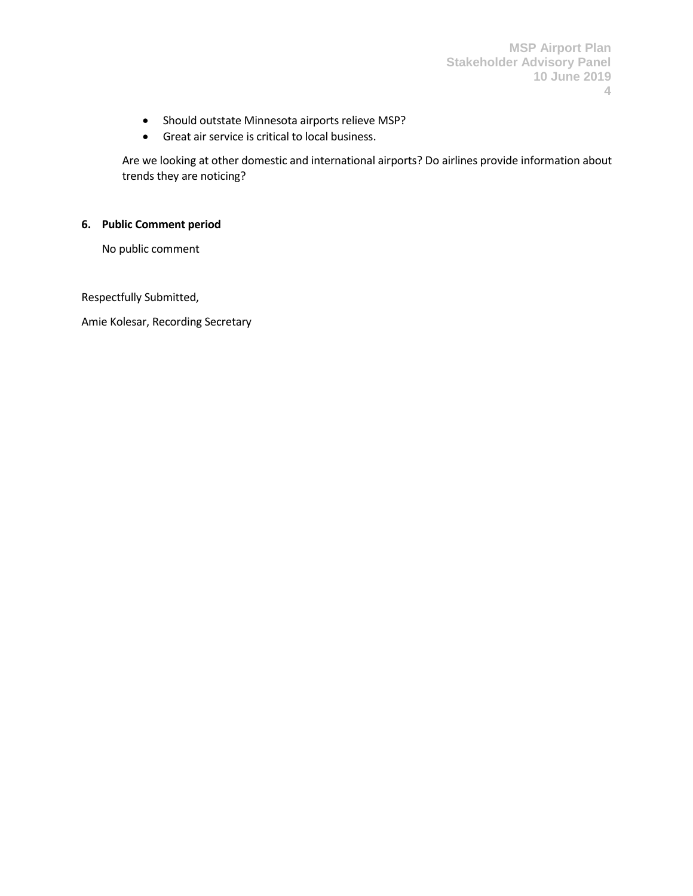- Should outstate Minnesota airports relieve MSP?
- Great air service is critical to local business.

Are we looking at other domestic and international airports? Do airlines provide information about trends they are noticing?

**6. Public Comment period**

No public comment

Respectfully Submitted,

Amie Kolesar, Recording Secretary